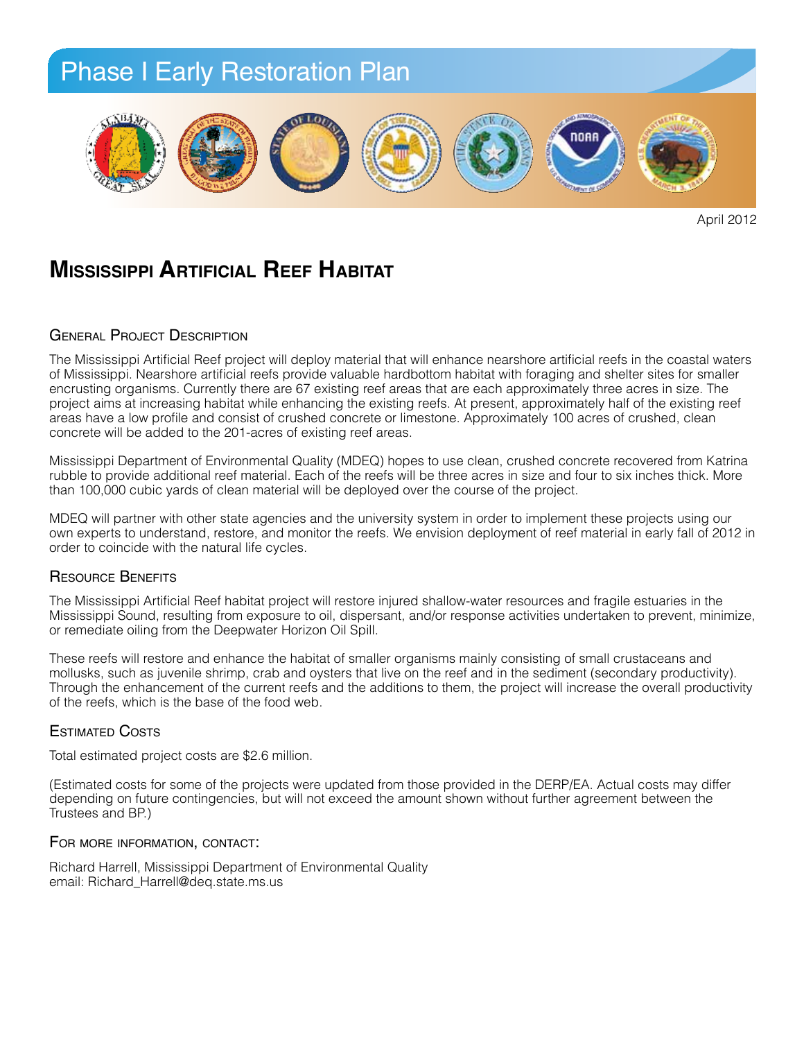# Phase I Early Restoration Plan

April 2012

## Mississippi Artificial Reef Habitat

### General Project Description

The Mississippi Artificial Reef project will deploy material that will enhance nearshore artificial reefs in the coastal waters of Mississippi. Nearshore artificial reefs provide valuable hardbottom habitat with foraging and shelter sites for smaller encrusting organisms. Currently there are 67 existing reef areas that are each approximately three acres in size. The project aims at increasing habitat while enhancing the existing reefs. At present, approximately half of the existing reef areas have a low profile and consist of crushed concrete or limestone. Approximately 100 acres of crushed, clean concrete will be added to the 201-acres of existing reef areas.

Mississippi Department of Environmental Quality (MDEQ) hopes to use clean, crushed concrete recovered from Katrina rubble to provide additional reef material. Each of the reefs will be three acres in size and four to six inches thick. More than 100,000 cubic yards of clean material will be deployed over the course of the project.

MDEQ will partner with other state agencies and the university system in order to implement these projects using our own experts to understand, restore, and monitor the reefs. We envision deployment of reef material in early fall of 2012 in order to coincide with the natural life cycles.

### Resource Benefits

The Mississippi Artificial Reef habitat project will restore injured shallow-water resources and fragile estuaries in the Mississippi Sound, resulting from exposure to oil, dispersant, and/or response activities undertaken to prevent, minimize, or remediate oiling from the Deepwater Horizon Oil Spill.

These reefs will restore and enhance the habitat of smaller organisms mainly consisting of small crustaceans and mollusks, such as juvenile shrimp, crab and oysters that live on the reef and in the sediment (secondary productivity). Through the enhancement of the current reefs and the additions to them, the project will increase the overall productivity of the reefs, which is the base of the food web.

### Estimated Costs

Total estimated project costs are $2.6 million.

(Estimated costs for some of the projects were updated from those provided in the DERP/EA. Actual costs may differ depending on future contingencies, but will not exceed the amount shown without further agreement between the Trustees and BP.)

### For more information, contact:

Richard Harrell, Mississippi Department of Environmental Quality
email: Richard_Harrell@deq.state.ms.us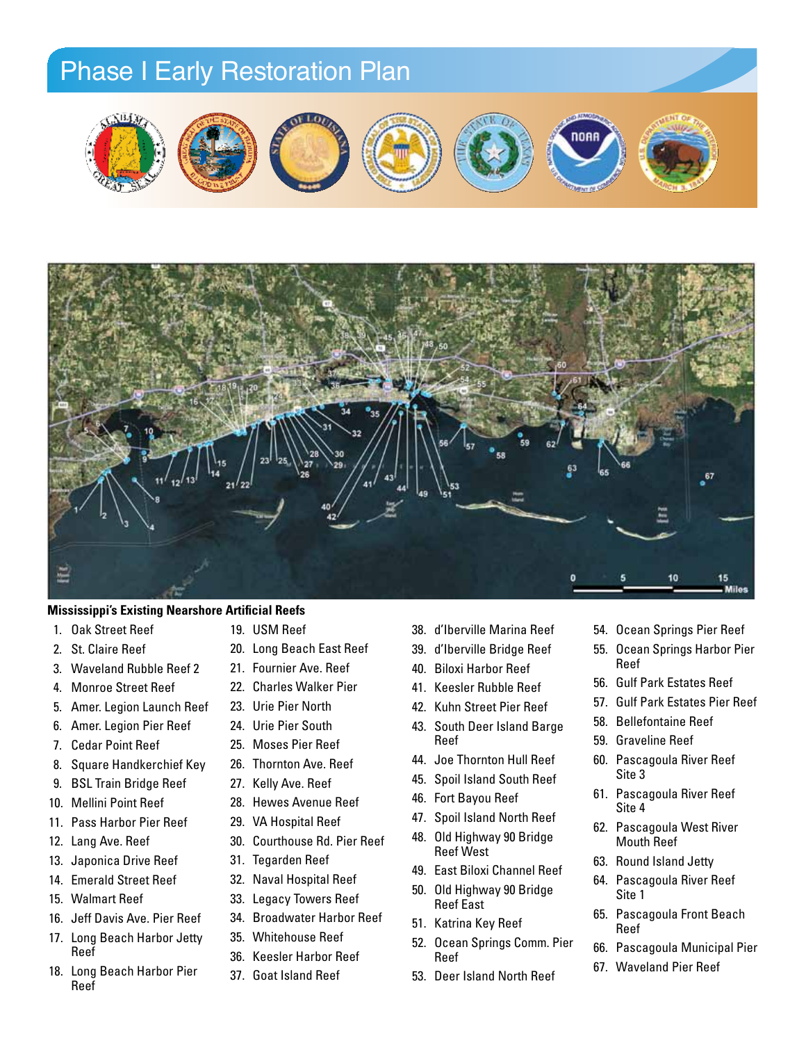# Phase I Early Restoration Plan

0 5 10 15
Miles

**Mississippi's Existing Nearshore Artificial Reefs**

1. Oak Street Reef
2. St. Claire Reef
3. Waveland Rubble Reef 2
4. Monroe Street Reef
5. Amer. Legion Launch Reef
6. Amer. Legion Pier Reef
7. Cedar Point Reef
8. Square Handkerchief Key
9. BSL Train Bridge Reef
10. Mellini Point Reef
11. Pass Harbor Pier Reef
12. Lang Ave. Reef
13. Japonica Drive Reef
14. Emerald Street Reef
15. Walmart Reef
16. Jeff Davis Ave. Pier Reef
17. Long Beach Harbor Jetty Reef
18. Long Beach Harbor Pier Reef
19. USM Reef
20. Long Beach East Reef
21. Fournier Ave. Reef
22. Charles Walker Pier
23. Urie Pier North
24. Urie Pier South
25. Moses Pier Reef
26. Thornton Ave. Reef
27. Kelly Ave. Reef
28. Hewes Avenue Reef
29. VA Hospital Reef
30. Courthouse Rd. Pier Reef
31. Tegarden Reef
32. Naval Hospital Reef
33. Legacy Towers Reef
34. Broadwater Harbor Reef
35. Whitehouse Reef
36. Keesler Harbor Reef
37. Goat Island Reef
38. d'Iberville Marina Reef
39. d'Iberville Bridge Reef
40. Biloxi Harbor Reef
41. Keesler Rubble Reef
42. Kuhn Street Pier Reef
43. South Deer Island Barge Reef
44. Joe Thornton Hull Reef
45. Spoil Island South Reef
46. Fort Bayou Reef
47. Spoil Island North Reef
48. Old Highway 90 Bridge Reef West
49. East Biloxi Channel Reef
50. Old Highway 90 Bridge Reef East
51. Katrina Key Reef
52. Ocean Springs Comm. Pier Reef
53. Deer Island North Reef
54. Ocean Springs Pier Reef
55. Ocean Springs Harbor Pier Reef
56. Gulf Park Estates Reef
57. Gulf Park Estates Pier Reef
58. Bellefontaine Reef
59. Graveline Reef
60. Pascagoula River Reef Site 3
61. Pascagoula River Reef Site 4
62. Pascagoula West River Mouth Reef
63. Round Island Jetty
64. Pascagoula River Reef Site 1
65. Pascagoula Front Beach Reef
66. Pascagoula Municipal Pier
67. Waveland Pier Reef